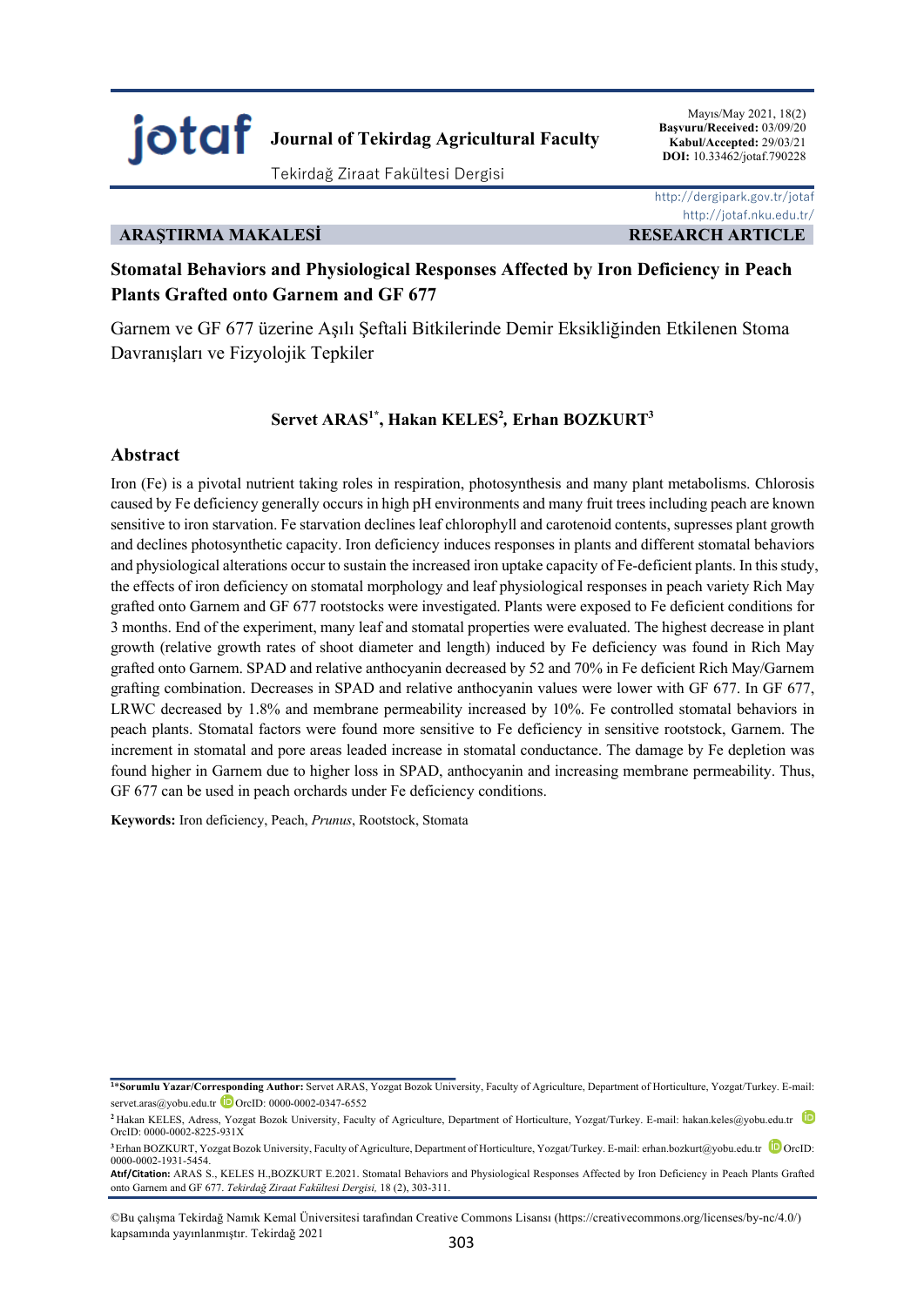jotaf **Journal of Tekirdag Agricultural Faculty**

Tekirdağ Ziraat Fakültesi Dergisi

Mayıs/May 2021, 18(2)
**Başvuru/Received:** 03/09/20
**Kabul/Accepted:** 29/03/21
**DOI:** 10.33462/jotaf.790228

http://dergipark.gov.tr/jotaf
http://jotaf.nku.edu.tr/

**ARAŞTIRMA MAKALESİ** **RESEARCH ARTICLE**

# Stomatal Behaviors and Physiological Responses Affected by Iron Deficiency in Peach Plants Grafted onto Garnem and GF 677

Garnem ve GF 677 üzerine Aşılı Şeftali Bitkilerinde Demir Eksikliğinden Etkilenen Stoma Davranışları ve Fizyolojik Tepkiler

**Servet ARAS[1*], Hakan KELES[2], Erhan BOZKURT[3]**

## Abstract

Iron (Fe) is a pivotal nutrient taking roles in respiration, photosynthesis and many plant metabolisms. Chlorosis caused by Fe deficiency generally occurs in high pH environments and many fruit trees including peach are known sensitive to iron starvation. Fe starvation declines leaf chlorophyll and carotenoid contents, supresses plant growth and declines photosynthetic capacity. Iron deficiency induces responses in plants and different stomatal behaviors and physiological alterations occur to sustain the increased iron uptake capacity of Fe-deficient plants. In this study, the effects of iron deficiency on stomatal morphology and leaf physiological responses in peach variety Rich May grafted onto Garnem and GF 677 rootstocks were investigated. Plants were exposed to Fe deficient conditions for 3 months. End of the experiment, many leaf and stomatal properties were evaluated. The highest decrease in plant growth (relative growth rates of shoot diameter and length) induced by Fe deficiency was found in Rich May grafted onto Garnem. SPAD and relative anthocyanin decreased by 52 and 70% in Fe deficient Rich May/Garnem grafting combination. Decreases in SPAD and relative anthocyanin values were lower with GF 677. In GF 677, LRWC decreased by 1.8% and membrane permeability increased by 10%. Fe controlled stomatal behaviors in peach plants. Stomatal factors were found more sensitive to Fe deficiency in sensitive rootstock, Garnem. The increment in stomatal and pore areas leaded increase in stomatal conductance. The damage by Fe depletion was found higher in Garnem due to higher loss in SPAD, anthocyanin and increasing membrane permeability. Thus, GF 677 can be used in peach orchards under Fe deficiency conditions.

**Keywords:** Iron deficiency, Peach, *Prunus*, Rootstock, Stomata

---

[1]***Sorumlu Yazar/Corresponding Author:** Servet ARAS, Yozgat Bozok University, Faculty of Agriculture, Department of Horticulture, Yozgat/Turkey. E-mail: servet.aras@yobu.edu.tr OrcID: 0000-0002-0347-6552

[2] Hakan KELES, Adress, Yozgat Bozok University, Faculty of Agriculture, Department of Horticulture, Yozgat/Turkey. E-mail: hakan.keles@yobu.edu.tr OrcID: 0000-0002-8225-931X

[3] Erhan BOZKURT, Yozgat Bozok University, Faculty of Agriculture, Department of Horticulture, Yozgat/Turkey. E-mail: erhan.bozkurt@yobu.edu.tr OrcID: 0000-0002-1931-5454.

**Atıf/Citation:** ARAS S., KELES H.,BOZKURT E.2021. Stomatal Behaviors and Physiological Responses Affected by Iron Deficiency in Peach Plants Grafted onto Garnem and GF 677. *Tekirdağ Ziraat Fakültesi Dergisi,* 18 (2), 303-311.

©Bu çalışma Tekirdağ Namık Kemal Üniversitesi tarafından Creative Commons Lisansı (https://creativecommons.org/licenses/by-nc/4.0/) kapsamında yayınlanmıştır. Tekirdağ 2021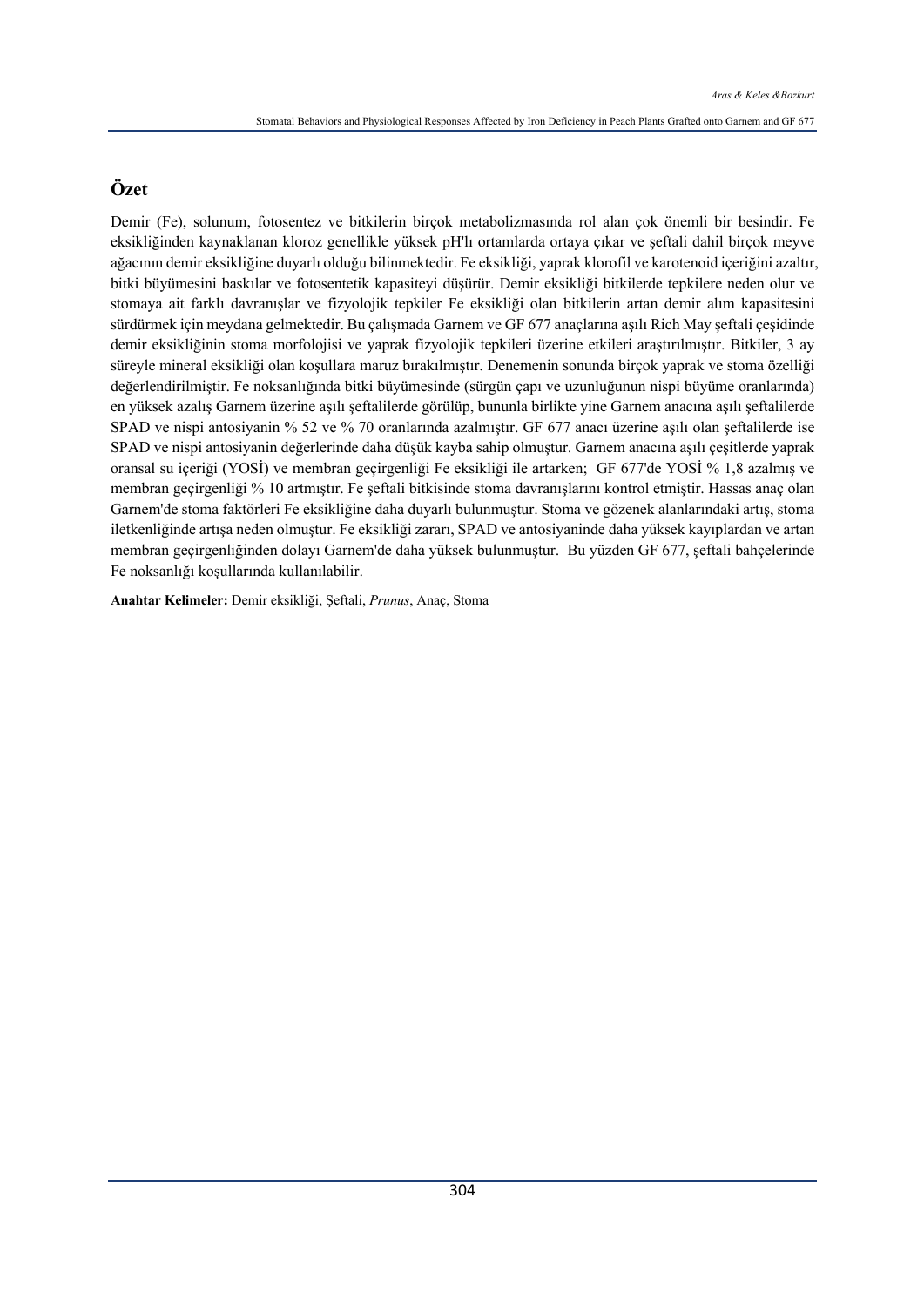## Özet

Demir (Fe), solunum, fotosentez ve bitkilerin birçok metabolizmasında rol alan çok önemli bir besindir. Fe eksikliğinden kaynaklanan kloroz genellikle yüksek pH'lı ortamlarda ortaya çıkar ve şeftali dahil birçok meyve ağacının demir eksikliğine duyarlı olduğu bilinmektedir. Fe eksikliği, yaprak klorofil ve karotenoid içeriğini azaltır, bitki büyümesini baskılar ve fotosentetik kapasiteyi düşürür. Demir eksikliği bitkilerde tepkilere neden olur ve stomaya ait farklı davranışlar ve fizyolojik tepkiler Fe eksikliği olan bitkilerin artan demir alım kapasitesini sürdürmek için meydana gelmektedir. Bu çalışmada Garnem ve GF 677 anaçlarına aşılı Rich May şeftali çeşidinde demir eksikliğinin stoma morfolojisi ve yaprak fizyolojik tepkileri üzerine etkileri araştırılmıştır. Bitkiler, 3 ay süreyle mineral eksikliği olan koşullara maruz bırakılmıştır. Denemenin sonunda birçok yaprak ve stoma özelliği değerlendirilmiştir. Fe noksanlığında bitki büyümesinde (sürgün çapı ve uzunluğunun nispi büyüme oranlarında) en yüksek azalış Garnem üzerine aşılı şeftalilerde görülüp, bununla birlikte yine Garnem anacına aşılı şeftalilerde SPAD ve nispi antosiyanin % 52 ve % 70 oranlarında azalmıştır. GF 677 anacı üzerine aşılı olan şeftalilerde ise SPAD ve nispi antosiyanin değerlerinde daha düşük kayba sahip olmuştur. Garnem anacına aşılı çeşitlerde yaprak oransal su içeriği (YOSİ) ve membran geçirgenliği Fe eksikliği ile artarken; GF 677'de YOSİ % 1,8 azalmış ve membran geçirgenliği % 10 artmıştır. Fe şeftali bitkisinde stoma davranışlarını kontrol etmiştir. Hassas anaç olan Garnem'de stoma faktörleri Fe eksikliğine daha duyarlı bulunmuştur. Stoma ve gözenek alanlarındaki artış, stoma iletkenliğinde artışa neden olmuştur. Fe eksikliği zararı, SPAD ve antosiyaninde daha yüksek kayıplardan ve artan membran geçirgenliğinden dolayı Garnem'de daha yüksek bulunmuştur. Bu yüzden GF 677, şeftali bahçelerinde Fe noksanlığı koşullarında kullanılabilir.

**Anahtar Kelimeler:** Demir eksikliği, Şeftali, *Prunus*, Anaç, Stoma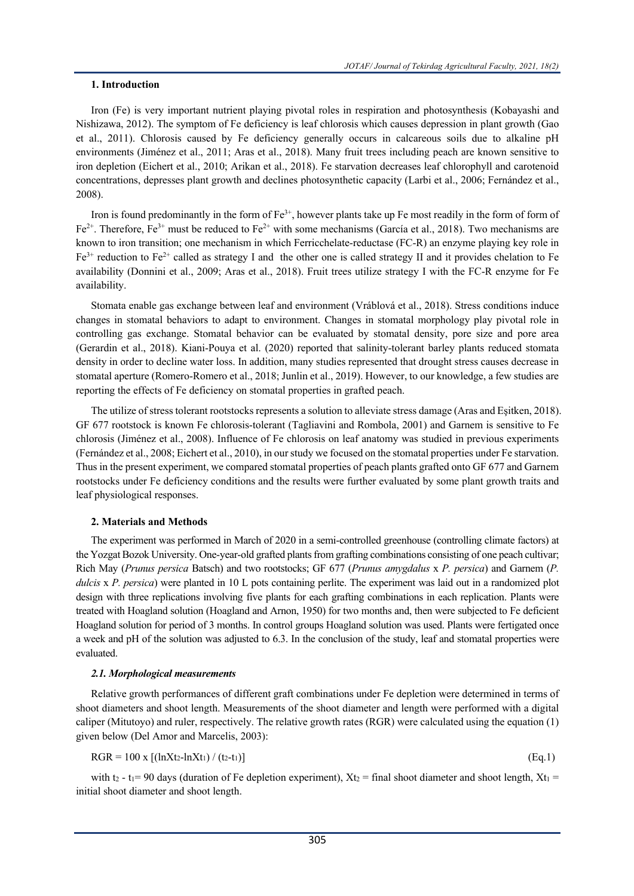## 1. Introduction

Iron (Fe) is very important nutrient playing pivotal roles in respiration and photosynthesis (Kobayashi and Nishizawa, 2012). The symptom of Fe deficiency is leaf chlorosis which causes depression in plant growth (Gao et al., 2011). Chlorosis caused by Fe deficiency generally occurs in calcareous soils due to alkaline pH environments (Jiménez et al., 2011; Aras et al., 2018). Many fruit trees including peach are known sensitive to iron depletion (Eichert et al., 2010; Arikan et al., 2018). Fe starvation decreases leaf chlorophyll and carotenoid concentrations, depresses plant growth and declines photosynthetic capacity (Larbi et al., 2006; Fernández et al., 2008).

Iron is found predominantly in the form of $Fe^{3+}$, however plants take up Fe most readily in the form of form of $Fe^{2+}$. Therefore, $Fe^{3+}$ must be reduced to $Fe^{2+}$ with some mechanisms (García et al., 2018). Two mechanisms are known to iron transition; one mechanism in which Ferricchelate-reductase (FC-R) an enzyme playing key role in $Fe^{3+}$ reduction to $Fe^{2+}$ called as strategy I and the other one is called strategy II and it provides chelation to Fe availability (Donnini et al., 2009; Aras et al., 2018). Fruit trees utilize strategy I with the FC-R enzyme for Fe availability.

Stomata enable gas exchange between leaf and environment (Vráblová et al., 2018). Stress conditions induce changes in stomatal behaviors to adapt to environment. Changes in stomatal morphology play pivotal role in controlling gas exchange. Stomatal behavior can be evaluated by stomatal density, pore size and pore area (Gerardin et al., 2018). Kiani-Pouya et al. (2020) reported that salinity-tolerant barley plants reduced stomata density in order to decline water loss. In addition, many studies represented that drought stress causes decrease in stomatal aperture (Romero-Romero et al., 2018; Junlin et al., 2019). However, to our knowledge, a few studies are reporting the effects of Fe deficiency on stomatal properties in grafted peach.

The utilize of stress tolerant rootstocks represents a solution to alleviate stress damage (Aras and Eşitken, 2018). GF 677 rootstock is known Fe chlorosis-tolerant (Tagliavini and Rombola, 2001) and Garnem is sensitive to Fe chlorosis (Jiménez et al., 2008). Influence of Fe chlorosis on leaf anatomy was studied in previous experiments (Fernández et al., 2008; Eichert et al., 2010), in our study we focused on the stomatal properties under Fe starvation. Thus in the present experiment, we compared stomatal properties of peach plants grafted onto GF 677 and Garnem rootstocks under Fe deficiency conditions and the results were further evaluated by some plant growth traits and leaf physiological responses.

## 2. Materials and Methods

The experiment was performed in March of 2020 in a semi-controlled greenhouse (controlling climate factors) at the Yozgat Bozok University. One-year-old grafted plants from grafting combinations consisting of one peach cultivar; Rich May (*Prunus persica* Batsch) and two rootstocks; GF 677 (*Prunus amygdalus* x *P. persica*) and Garnem (*P. dulcis* x *P. persica*) were planted in 10 L pots containing perlite. The experiment was laid out in a randomized plot design with three replications involving five plants for each grafting combinations in each replication. Plants were treated with Hoagland solution (Hoagland and Arnon, 1950) for two months and, then were subjected to Fe deficient Hoagland solution for period of 3 months. In control groups Hoagland solution was used. Plants were fertigated once a week and pH of the solution was adjusted to 6.3. In the conclusion of the study, leaf and stomatal properties were evaluated.

### *2.1. Morphological measurements*

Relative growth performances of different graft combinations under Fe depletion were determined in terms of shoot diameters and shoot length. Measurements of the shoot diameter and length were performed with a digital caliper (Mitutoyo) and ruler, respectively. The relative growth rates (RGR) were calculated using the equation (1) given below (Del Amor and Marcelis, 2003):

$$RGR = 100 \times [(\ln Xt_2 - \ln Xt_1) / (t_2 - t_1)] \quad \text{(Eq.1)}$$

with $t_2 - t_1 = 90$ days (duration of Fe depletion experiment), $Xt_2$ = final shoot diameter and shoot length, $Xt_1$ = initial shoot diameter and shoot length.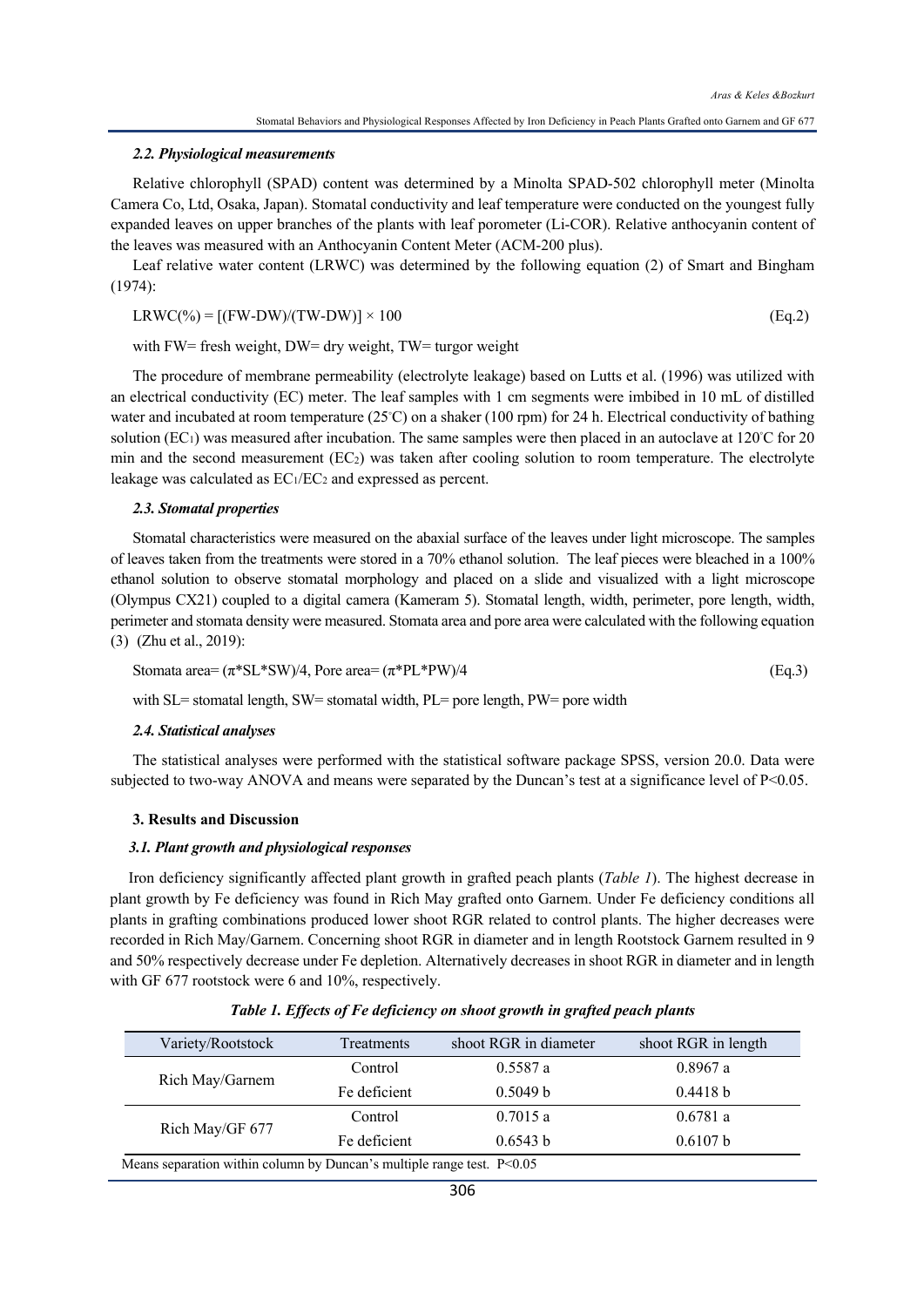### 2.2. Physiological measurements

Relative chlorophyll (SPAD) content was determined by a Minolta SPAD-502 chlorophyll meter (Minolta Camera Co, Ltd, Osaka, Japan). Stomatal conductivity and leaf temperature were conducted on the youngest fully expanded leaves on upper branches of the plants with leaf porometer (Li-COR). Relative anthocyanin content of the leaves was measured with an Anthocyanin Content Meter (ACM-200 plus).

Leaf relative water content (LRWC) was determined by the following equation (2) of Smart and Bingham (1974):

$$LRWC(\%) = [(FW-DW)/(TW-DW)] \times 100 \qquad \text{(Eq.2)}$$

with FW= fresh weight, DW= dry weight, TW= turgor weight

The procedure of membrane permeability (electrolyte leakage) based on Lutts et al. (1996) was utilized with an electrical conductivity (EC) meter. The leaf samples with 1 cm segments were imbibed in 10 mL of distilled water and incubated at room temperature (25°C) on a shaker (100 rpm) for 24 h. Electrical conductivity of bathing solution ($EC_1$) was measured after incubation. The same samples were then placed in an autoclave at 120°C for 20 min and the second measurement ($EC_2$) was taken after cooling solution to room temperature. The electrolyte leakage was calculated as $EC_1/EC_2$ and expressed as percent.

### 2.3. Stomatal properties

Stomatal characteristics were measured on the abaxial surface of the leaves under light microscope. The samples of leaves taken from the treatments were stored in a 70% ethanol solution. The leaf pieces were bleached in a 100% ethanol solution to observe stomatal morphology and placed on a slide and visualized with a light microscope (Olympus CX21) coupled to a digital camera (Kameram 5). Stomatal length, width, perimeter, pore length, width, perimeter and stomata density were measured. Stomata area and pore area were calculated with the following equation (3) (Zhu et al., 2019):

$$\text{Stomata area} = (\pi * SL * SW)/4, \text{ Pore area} = (\pi * PL * PW)/4 \qquad \text{(Eq.3)}$$

with SL= stomatal length, SW= stomatal width, PL= pore length, PW= pore width

### 2.4. Statistical analyses

The statistical analyses were performed with the statistical software package SPSS, version 20.0. Data were subjected to two-way ANOVA and means were separated by the Duncan's test at a significance level of $P<0.05$.

## 3. Results and Discussion

### 3.1. Plant growth and physiological responses

Iron deficiency significantly affected plant growth in grafted peach plants (*Table 1*). The highest decrease in plant growth by Fe deficiency was found in Rich May grafted onto Garnem. Under Fe deficiency conditions all plants in grafting combinations produced lower shoot RGR related to control plants. The higher decreases were recorded in Rich May/Garnem. Concerning shoot RGR in diameter and in length Rootstock Garnem resulted in 9 and 50% respectively decrease under Fe depletion. Alternatively decreases in shoot RGR in diameter and in length with GF 677 rootstock were 6 and 10%, respectively.

***Table 1. Effects of Fe deficiency on shoot growth in grafted peach plants***

| Variety/Rootstock | Treatments | shoot RGR in diameter | shoot RGR in length |
|---|---|---|---|
| Rich May/Garnem | Control | 0.5587 a | 0.8967 a |
| | Fe deficient | 0.5049 b | 0.4418 b |
| Rich May/GF 677 | Control | 0.7015 a | 0.6781 a |
| | Fe deficient | 0.6543 b | 0.6107 b |

Means separation within column by Duncan's multiple range test. $P<0.05$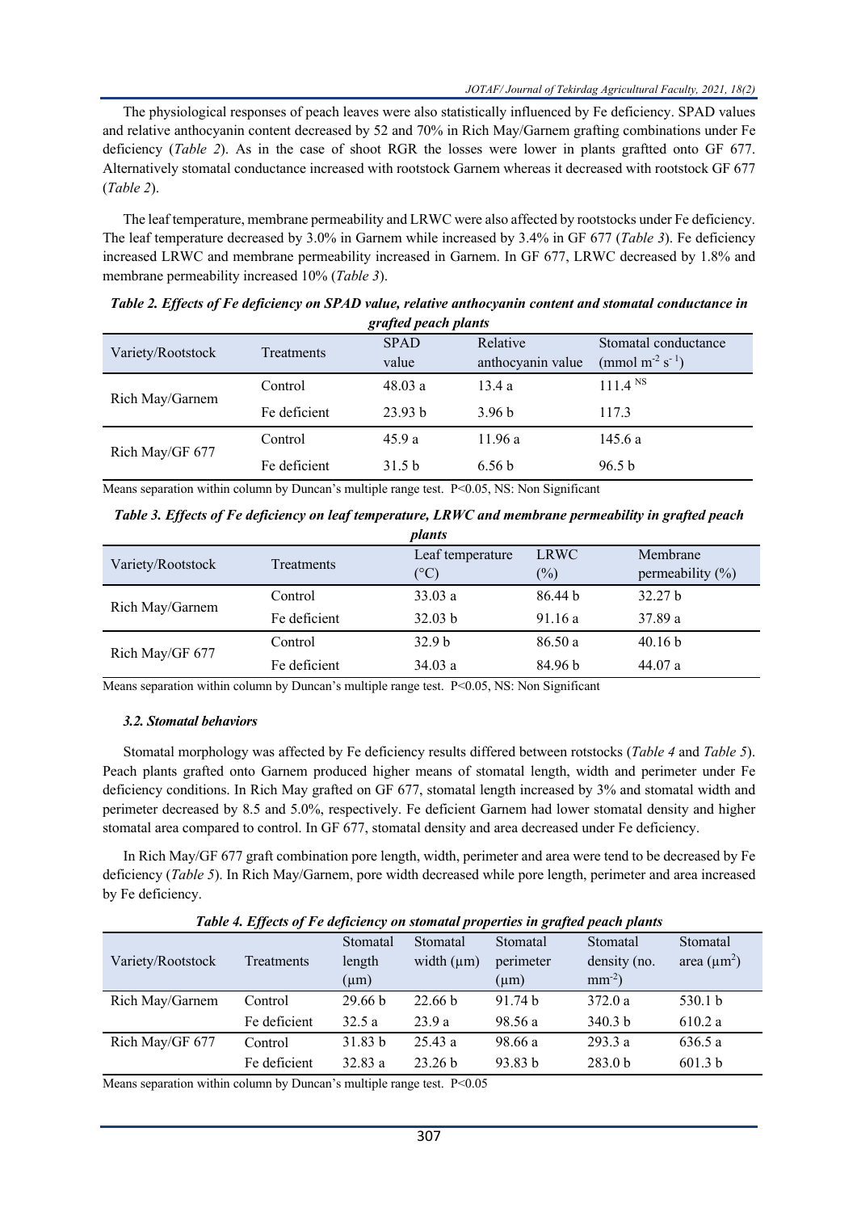The physiological responses of peach leaves were also statistically influenced by Fe deficiency. SPAD values and relative anthocyanin content decreased by 52 and 70% in Rich May/Garnem grafting combinations under Fe deficiency (*Table 2*). As in the case of shoot RGR the losses were lower in plants graftted onto GF 677. Alternatively stomatal conductance increased with rootstock Garnem whereas it decreased with rootstock GF 677 (*Table 2*).

The leaf temperature, membrane permeability and LRWC were also affected by rootstocks under Fe deficiency. The leaf temperature decreased by 3.0% in Garnem while increased by 3.4% in GF 677 (*Table 3*). Fe deficiency increased LRWC and membrane permeability increased in Garnem. In GF 677, LRWC decreased by 1.8% and membrane permeability increased 10% (*Table 3*).

***Table 2. Effects of Fe deficiency on SPAD value, relative anthocyanin content and stomatal conductance in grafted peach plants***

| Variety/Rootstock | Treatments | SPAD value | Relative anthocyanin value | Stomatal conductance (mmol $m^{-2}$ $s^{-1}$) |
|---|---|---|---|---|
| Rich May/Garnem | Control | 48.03 a | 13.4 a | 111.4 $^{NS}$ |
| | Fe deficient | 23.93 b | 3.96 b | 117.3 |
| Rich May/GF 677 | Control | 45.9 a | 11.96 a | 145.6 a |
| | Fe deficient | 31.5 b | 6.56 b | 96.5 b |

Means separation within column by Duncan's multiple range test. $P<0.05$, NS: Non Significant

***Table 3. Effects of Fe deficiency on leaf temperature, LRWC and membrane permeability in grafted peach plants***

| Variety/Rootstock | Treatments | Leaf temperature (°C) | LRWC (%) | Membrane permeability (%) |
|---|---|---|---|---|
| Rich May/Garnem | Control | 33.03 a | 86.44 b | 32.27 b |
| | Fe deficient | 32.03 b | 91.16 a | 37.89 a |
| Rich May/GF 677 | Control | 32.9 b | 86.50 a | 40.16 b |
| | Fe deficient | 34.03 a | 84.96 b | 44.07 a |

Means separation within column by Duncan's multiple range test. $P<0.05$, NS: Non Significant

### *3.2. Stomatal behaviors*

Stomatal morphology was affected by Fe deficiency results differed between rotstocks (*Table 4* and *Table 5*). Peach plants grafted onto Garnem produced higher means of stomatal length, width and perimeter under Fe deficiency conditions. In Rich May grafted on GF 677, stomatal length increased by 3% and stomatal width and perimeter decreased by 8.5 and 5.0%, respectively. Fe deficient Garnem had lower stomatal density and higher stomatal area compared to control. In GF 677, stomatal density and area decreased under Fe deficiency.

In Rich May/GF 677 graft combination pore length, width, perimeter and area were tend to be decreased by Fe deficiency (*Table 5*). In Rich May/Garnem, pore width decreased while pore length, perimeter and area increased by Fe deficiency.

***Table 4. Effects of Fe deficiency on stomatal properties in grafted peach plants***

| Variety/Rootstock | Treatments | Stomatal length (µm) | Stomatal width (µm) | Stomatal perimeter (µm) | Stomatal density (no. $mm^{-2}$) | Stomatal area ($\mu m^2$) |
|---|---|---|---|---|---|---|
| Rich May/Garnem | Control | 29.66 b | 22.66 b | 91.74 b | 372.0 a | 530.1 b |
| | Fe deficient | 32.5 a | 23.9 a | 98.56 a | 340.3 b | 610.2 a |
| Rich May/GF 677 | Control | 31.83 b | 25.43 a | 98.66 a | 293.3 a | 636.5 a |
| | Fe deficient | 32.83 a | 23.26 b | 93.83 b | 283.0 b | 601.3 b |

Means separation within column by Duncan's multiple range test. $P<0.05$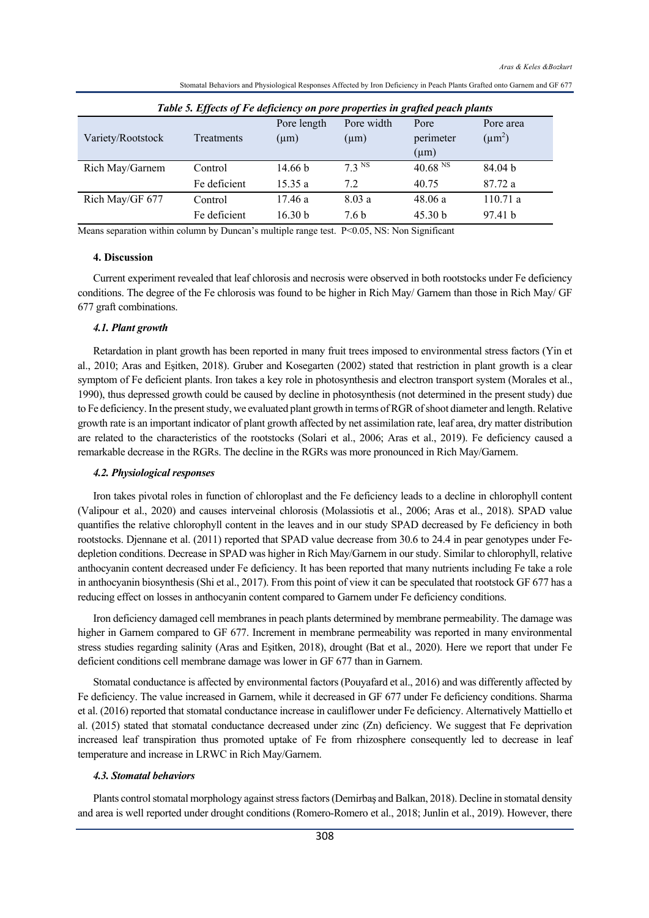*Table 5. Effects of Fe deficiency on pore properties in grafted peach plants*

| Variety/Rootstock | Treatments | Pore length (µm) | Pore width (µm) | Pore perimeter (µm) | Pore area ($\mu m^2$) |
|---|---|---|---|---|---|
| Rich May/Garnem | Control | 14.66 b | 7.3 $^{NS}$ | 40.68 $^{NS}$ | 84.04 b |
| | Fe deficient | 15.35 a | 7.2 | 40.75 | 87.72 a |
| Rich May/GF 677 | Control | 17.46 a | 8.03 a | 48.06 a | 110.71 a |
| | Fe deficient | 16.30 b | 7.6 b | 45.30 b | 97.41 b |

Means separation within column by Duncan's multiple range test. $P<0.05$, NS: Non Significant

## 4. Discussion

Current experiment revealed that leaf chlorosis and necrosis were observed in both rootstocks under Fe deficiency conditions. The degree of the Fe chlorosis was found to be higher in Rich May/ Garnem than those in Rich May/ GF 677 graft combinations.

### *4.1. Plant growth*

Retardation in plant growth has been reported in many fruit trees imposed to environmental stress factors (Yin et al., 2010; Aras and Eşitken, 2018). Gruber and Kosegarten (2002) stated that restriction in plant growth is a clear symptom of Fe deficient plants. Iron takes a key role in photosynthesis and electron transport system (Morales et al., 1990), thus depressed growth could be caused by decline in photosynthesis (not determined in the present study) due to Fe deficiency. In the present study, we evaluated plant growth in terms of RGR of shoot diameter and length. Relative growth rate is an important indicator of plant growth affected by net assimilation rate, leaf area, dry matter distribution are related to the characteristics of the rootstocks (Solari et al., 2006; Aras et al., 2019). Fe deficiency caused a remarkable decrease in the RGRs. The decline in the RGRs was more pronounced in Rich May/Garnem.

### *4.2. Physiological responses*

Iron takes pivotal roles in function of chloroplast and the Fe deficiency leads to a decline in chlorophyll content (Valipour et al., 2020) and causes interveinal chlorosis (Molassiotis et al., 2006; Aras et al., 2018). SPAD value quantifies the relative chlorophyll content in the leaves and in our study SPAD decreased by Fe deficiency in both rootstocks. Djennane et al. (2011) reported that SPAD value decrease from 30.6 to 24.4 in pear genotypes under Fe-depletion conditions. Decrease in SPAD was higher in Rich May/Garnem in our study. Similar to chlorophyll, relative anthocyanin content decreased under Fe deficiency. It has been reported that many nutrients including Fe take a role in anthocyanin biosynthesis (Shi et al., 2017). From this point of view it can be speculated that rootstock GF 677 has a reducing effect on losses in anthocyanin content compared to Garnem under Fe deficiency conditions.

Iron deficiency damaged cell membranes in peach plants determined by membrane permeability. The damage was higher in Garnem compared to GF 677. Increment in membrane permeability was reported in many environmental stress studies regarding salinity (Aras and Eşitken, 2018), drought (Bat et al., 2020). Here we report that under Fe deficient conditions cell membrane damage was lower in GF 677 than in Garnem.

Stomatal conductance is affected by environmental factors (Pouyafard et al., 2016) and was differently affected by Fe deficiency. The value increased in Garnem, while it decreased in GF 677 under Fe deficiency conditions. Sharma et al. (2016) reported that stomatal conductance increase in cauliflower under Fe deficiency. Alternatively Mattiello et al. (2015) stated that stomatal conductance decreased under zinc (Zn) deficiency. We suggest that Fe deprivation increased leaf transpiration thus promoted uptake of Fe from rhizosphere consequently led to decrease in leaf temperature and increase in LRWC in Rich May/Garnem.

### *4.3. Stomatal behaviors*

Plants control stomatal morphology against stress factors (Demirbaş and Balkan, 2018). Decline in stomatal density and area is well reported under drought conditions (Romero-Romero et al., 2018; Junlin et al., 2019). However, there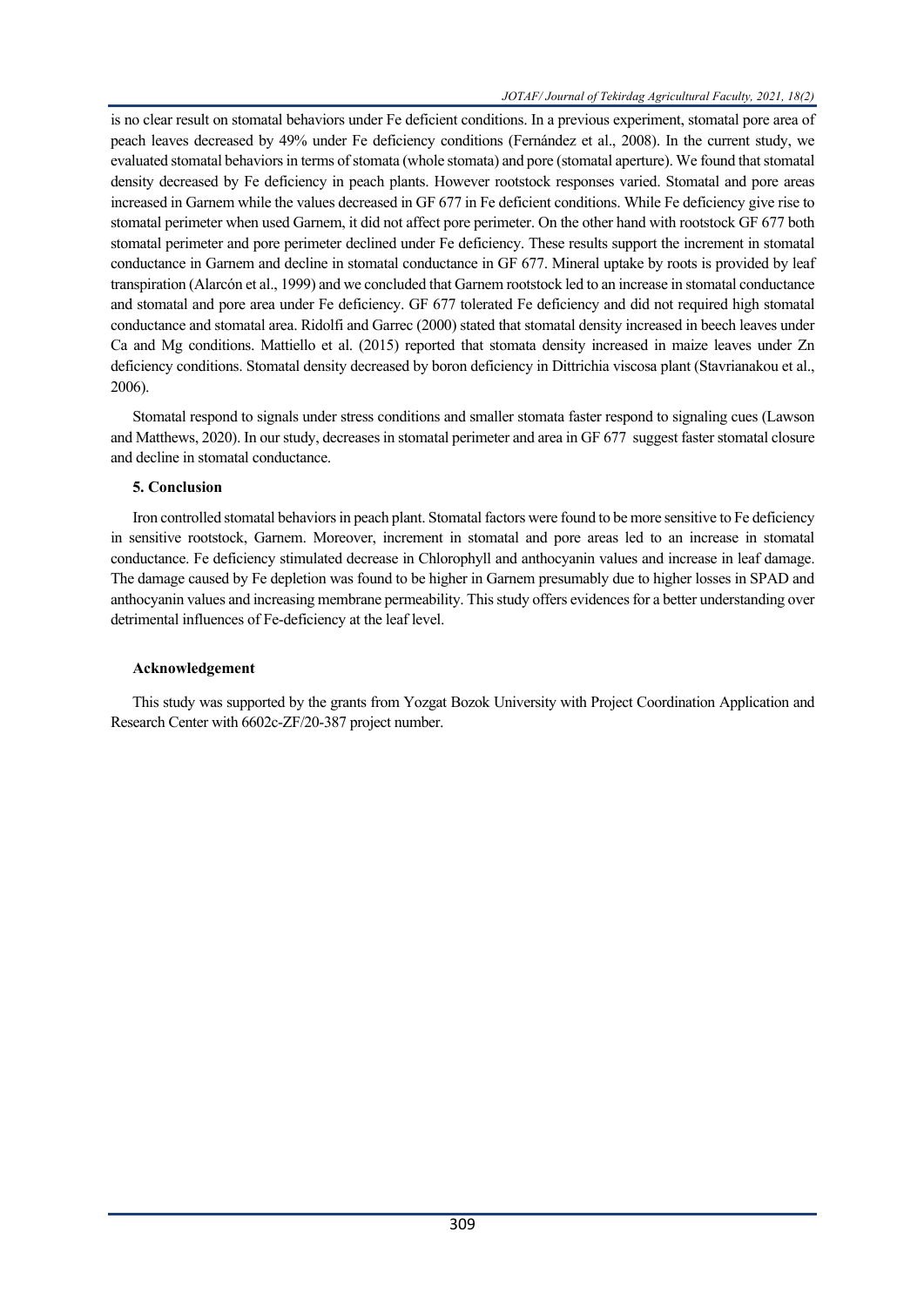is no clear result on stomatal behaviors under Fe deficient conditions. In a previous experiment, stomatal pore area of peach leaves decreased by 49% under Fe deficiency conditions (Fernández et al., 2008). In the current study, we evaluated stomatal behaviors in terms of stomata (whole stomata) and pore (stomatal aperture). We found that stomatal density decreased by Fe deficiency in peach plants. However rootstock responses varied. Stomatal and pore areas increased in Garnem while the values decreased in GF 677 in Fe deficient conditions. While Fe deficiency give rise to stomatal perimeter when used Garnem, it did not affect pore perimeter. On the other hand with rootstock GF 677 both stomatal perimeter and pore perimeter declined under Fe deficiency. These results support the increment in stomatal conductance in Garnem and decline in stomatal conductance in GF 677. Mineral uptake by roots is provided by leaf transpiration (Alarcón et al., 1999) and we concluded that Garnem rootstock led to an increase in stomatal conductance and stomatal and pore area under Fe deficiency. GF 677 tolerated Fe deficiency and did not required high stomatal conductance and stomatal area. Ridolfi and Garrec (2000) stated that stomatal density increased in beech leaves under Ca and Mg conditions. Mattiello et al. (2015) reported that stomata density increased in maize leaves under Zn deficiency conditions. Stomatal density decreased by boron deficiency in Dittrichia viscosa plant (Stavrianakou et al., 2006).

Stomatal respond to signals under stress conditions and smaller stomata faster respond to signaling cues (Lawson and Matthews, 2020). In our study, decreases in stomatal perimeter and area in GF 677 suggest faster stomatal closure and decline in stomatal conductance.

## 5. Conclusion

Iron controlled stomatal behaviors in peach plant. Stomatal factors were found to be more sensitive to Fe deficiency in sensitive rootstock, Garnem. Moreover, increment in stomatal and pore areas led to an increase in stomatal conductance. Fe deficiency stimulated decrease in Chlorophyll and anthocyanin values and increase in leaf damage. The damage caused by Fe depletion was found to be higher in Garnem presumably due to higher losses in SPAD and anthocyanin values and increasing membrane permeability. This study offers evidences for a better understanding over detrimental influences of Fe-deficiency at the leaf level.

## Acknowledgement

This study was supported by the grants from Yozgat Bozok University with Project Coordination Application and Research Center with 6602c-ZF/20-387 project number.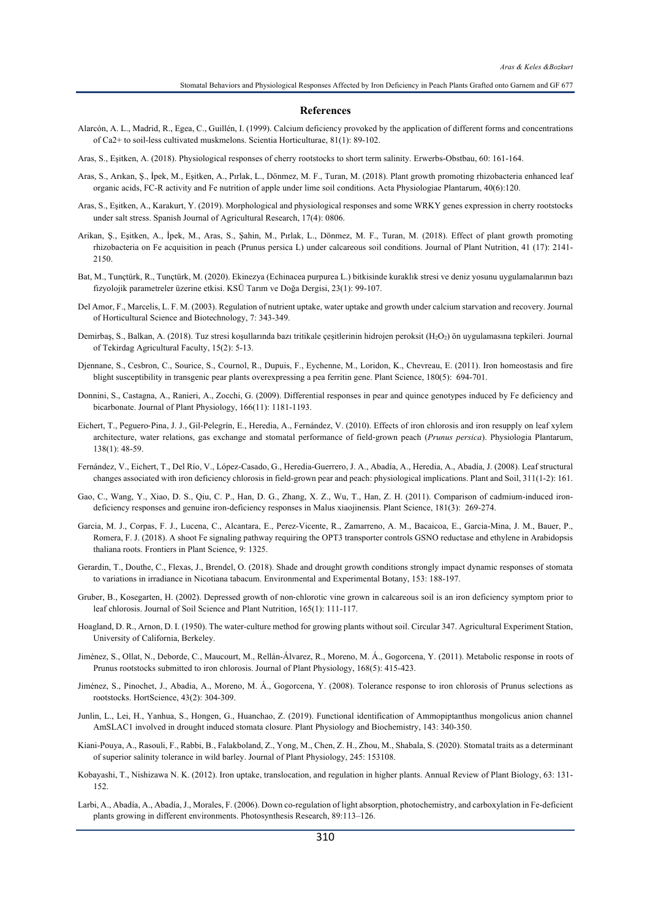## References

Alarcón, A. L., Madrid, R., Egea, C., Guillén, I. (1999). Calcium deficiency provoked by the application of different forms and concentrations of Ca2+ to soil-less cultivated muskmelons. Scientia Horticulturae, 81(1): 89-102.

Aras, S., Eşitken, A. (2018). Physiological responses of cherry rootstocks to short term salinity. Erwerbs-Obstbau, 60: 161-164.

Aras, S., Arıkan, Ş., İpek, M., Eşitken, A., Pırlak, L., Dönmez, M. F., Turan, M. (2018). Plant growth promoting rhizobacteria enhanced leaf organic acids, FC-R activity and Fe nutrition of apple under lime soil conditions. Acta Physiologiae Plantarum, 40(6):120.

Aras, S., Eşitken, A., Karakurt, Y. (2019). Morphological and physiological responses and some WRKY genes expression in cherry rootstocks under salt stress. Spanish Journal of Agricultural Research, 17(4): 0806.

Arikan, Ş., Eşitken, A., İpek, M., Aras, S., Şahin, M., Pırlak, L., Dönmez, M. F., Turan, M. (2018). Effect of plant growth promoting rhizobacteria on Fe acquisition in peach (Prunus persica L) under calcareous soil conditions. Journal of Plant Nutrition, 41 (17): 2141-2150.

Bat, M., Tunçtürk, R., Tunçtürk, M. (2020). Ekinezya (Echinacea purpurea L.) bitkisinde kuraklık stresi ve deniz yosunu uygulamalarının bazı fizyolojik parametreler üzerine etkisi. KSÜ Tarım ve Doğa Dergisi, 23(1): 99-107.

Del Amor, F., Marcelis, L. F. M. (2003). Regulation of nutrient uptake, water uptake and growth under calcium starvation and recovery. Journal of Horticultural Science and Biotechnology, 7: 343-349.

Demirbaş, S., Balkan, A. (2018). Tuz stresi koşullarında bazı tritikale çeşitlerinin hidrojen peroksit ($H_2O_2$) ön uygulamasına tepkileri. Journal of Tekirdag Agricultural Faculty, 15(2): 5-13.

Djennane, S., Cesbron, C., Sourice, S., Cournol, R., Dupuis, F., Eychenne, M., Loridon, K., Chevreau, E. (2011). Iron homeostasis and fire blight susceptibility in transgenic pear plants overexpressing a pea ferritin gene. Plant Science, 180(5): 694-701.

Donnini, S., Castagna, A., Ranieri, A., Zocchi, G. (2009). Differential responses in pear and quince genotypes induced by Fe deficiency and bicarbonate. Journal of Plant Physiology, 166(11): 1181-1193.

Eichert, T., Peguero‐Pina, J. J., Gil‐Pelegrín, E., Heredia, A., Fernández, V. (2010). Effects of iron chlorosis and iron resupply on leaf xylem architecture, water relations, gas exchange and stomatal performance of field‐grown peach (*Prunus persica*). Physiologia Plantarum, 138(1): 48-59.

Fernández, V., Eichert, T., Del Río, V., López-Casado, G., Heredia-Guerrero, J. A., Abadía, A., Heredia, A., Abadía, J. (2008). Leaf structural changes associated with iron deficiency chlorosis in field-grown pear and peach: physiological implications. Plant and Soil, 311(1-2): 161.

Gao, C., Wang, Y., Xiao, D. S., Qiu, C. P., Han, D. G., Zhang, X. Z., Wu, T., Han, Z. H. (2011). Comparison of cadmium-induced iron-deficiency responses and genuine iron-deficiency responses in Malus xiaojinensis. Plant Science, 181(3): 269-274.

Garcia, M. J., Corpas, F. J., Lucena, C., Alcantara, E., Perez-Vicente, R., Zamarreno, A. M., Bacaicoa, E., Garcia-Mina, J. M., Bauer, P., Romera, F. J. (2018). A shoot Fe signaling pathway requiring the OPT3 transporter controls GSNO reductase and ethylene in Arabidopsis thaliana roots. Frontiers in Plant Science, 9: 1325.

Gerardin, T., Douthe, C., Flexas, J., Brendel, O. (2018). Shade and drought growth conditions strongly impact dynamic responses of stomata to variations in irradiance in Nicotiana tabacum. Environmental and Experimental Botany, 153: 188-197.

Gruber, B., Kosegarten, H. (2002). Depressed growth of non‐chlorotic vine grown in calcareous soil is an iron deficiency symptom prior to leaf chlorosis. Journal of Soil Science and Plant Nutrition, 165(1): 111-117.

Hoagland, D. R., Arnon, D. I. (1950). The water-culture method for growing plants without soil. Circular 347. Agricultural Experiment Station, University of California, Berkeley.

Jiménez, S., Ollat, N., Deborde, C., Maucourt, M., Rellán-Álvarez, R., Moreno, M. Á., Gogorcena, Y. (2011). Metabolic response in roots of Prunus rootstocks submitted to iron chlorosis. Journal of Plant Physiology, 168(5): 415-423.

Jiménez, S., Pinochet, J., Abadia, A., Moreno, M. Á., Gogorcena, Y. (2008). Tolerance response to iron chlorosis of Prunus selections as rootstocks. HortScience, 43(2): 304-309.

Junlin, L., Lei, H., Yanhua, S., Hongen, G., Huanchao, Z. (2019). Functional identification of Ammopiptanthus mongolicus anion channel AmSLAC1 involved in drought induced stomata closure. Plant Physiology and Biochemistry, 143: 340-350.

Kiani-Pouya, A., Rasouli, F., Rabbi, B., Falakboland, Z., Yong, M., Chen, Z. H., Zhou, M., Shabala, S. (2020). Stomatal traits as a determinant of superior salinity tolerance in wild barley. Journal of Plant Physiology, 245: 153108.

Kobayashi, T., Nishizawa N. K. (2012). Iron uptake, translocation, and regulation in higher plants. Annual Review of Plant Biology, 63: 131-152.

Larbi, A., Abadía, A., Abadía, J., Morales, F. (2006). Down co-regulation of light absorption, photochemistry, and carboxylation in Fe-deficient plants growing in different environments. Photosynthesis Research, 89:113–126.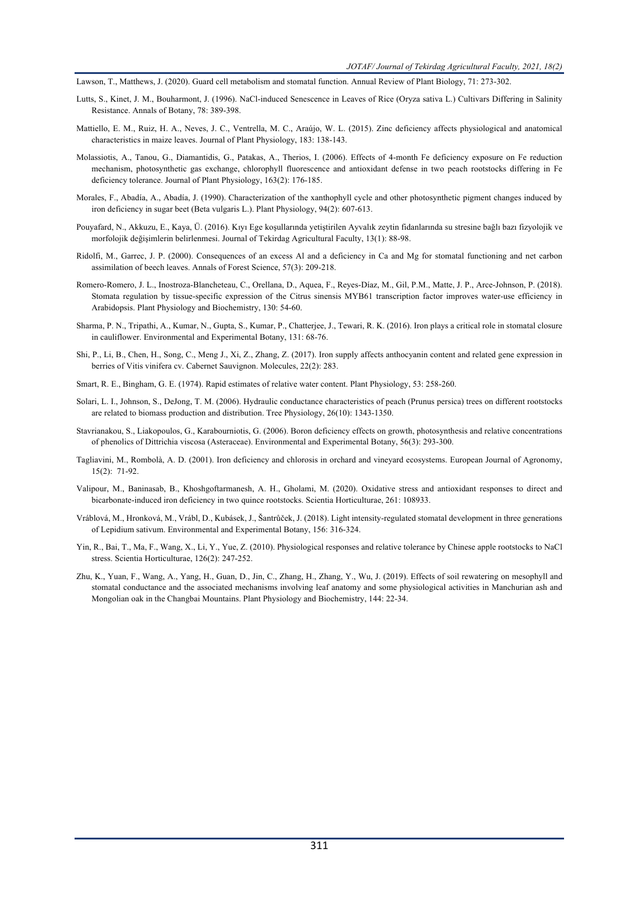Lawson, T., Matthews, J. (2020). Guard cell metabolism and stomatal function. Annual Review of Plant Biology, 71: 273-302.

Lutts, S., Kinet, J. M., Bouharmont, J. (1996). NaCl-induced Senescence in Leaves of Rice (Oryza sativa L.) Cultivars Differing in Salinity Resistance. Annals of Botany, 78: 389-398.

Mattiello, E. M., Ruiz, H. A., Neves, J. C., Ventrella, M. C., Araújo, W. L. (2015). Zinc deficiency affects physiological and anatomical characteristics in maize leaves. Journal of Plant Physiology, 183: 138-143.

Molassiotis, A., Tanou, G., Diamantidis, G., Patakas, A., Therios, I. (2006). Effects of 4-month Fe deficiency exposure on Fe reduction mechanism, photosynthetic gas exchange, chlorophyll fluorescence and antioxidant defense in two peach rootstocks differing in Fe deficiency tolerance. Journal of Plant Physiology, 163(2): 176-185.

Morales, F., Abadía, A., Abadía, J. (1990). Characterization of the xanthophyll cycle and other photosynthetic pigment changes induced by iron deficiency in sugar beet (Beta vulgaris L.). Plant Physiology, 94(2): 607-613.

Pouyafard, N., Akkuzu, E., Kaya, Ü. (2016). Kıyı Ege koşullarında yetiştirilen Ayvalık zeytin fidanlarında su stresine bağlı bazı fizyolojik ve morfolojik değişimlerin belirlenmesi. Journal of Tekirdag Agricultural Faculty, 13(1): 88-98.

Ridolfi, M., Garrec, J. P. (2000). Consequences of an excess Al and a deficiency in Ca and Mg for stomatal functioning and net carbon assimilation of beech leaves. Annals of Forest Science, 57(3): 209-218.

Romero-Romero, J. L., Inostroza-Blancheteau, C., Orellana, D., Aquea, F., Reyes-Díaz, M., Gil, P.M., Matte, J. P., Arce-Johnson, P. (2018). Stomata regulation by tissue-specific expression of the Citrus sinensis MYB61 transcription factor improves water-use efficiency in Arabidopsis. Plant Physiology and Biochemistry, 130: 54-60.

Sharma, P. N., Tripathi, A., Kumar, N., Gupta, S., Kumar, P., Chatterjee, J., Tewari, R. K. (2016). Iron plays a critical role in stomatal closure in cauliflower. Environmental and Experimental Botany, 131: 68-76.

Shi, P., Li, B., Chen, H., Song, C., Meng J., Xi, Z., Zhang, Z. (2017). Iron supply affects anthocyanin content and related gene expression in berries of Vitis vinifera cv. Cabernet Sauvignon. Molecules, 22(2): 283.

Smart, R. E., Bingham, G. E. (1974). Rapid estimates of relative water content. Plant Physiology, 53: 258-260.

Solari, L. I., Johnson, S., DeJong, T. M. (2006). Hydraulic conductance characteristics of peach (Prunus persica) trees on different rootstocks are related to biomass production and distribution. Tree Physiology, 26(10): 1343-1350.

Stavrianakou, S., Liakopoulos, G., Karabourniotis, G. (2006). Boron deficiency effects on growth, photosynthesis and relative concentrations of phenolics of Dittrichia viscosa (Asteraceae). Environmental and Experimental Botany, 56(3): 293-300.

Tagliavini, M., Rombolà, A. D. (2001). Iron deficiency and chlorosis in orchard and vineyard ecosystems. European Journal of Agronomy, 15(2): 71-92.

Valipour, M., Baninasab, B., Khoshgoftarmanesh, A. H., Gholami, M. (2020). Oxidative stress and antioxidant responses to direct and bicarbonate-induced iron deficiency in two quince rootstocks. Scientia Horticulturae, 261: 108933.

Vráblová, M., Hronková, M., Vrábl, D., Kubásek, J., Šantrůček, J. (2018). Light intensity-regulated stomatal development in three generations of Lepidium sativum. Environmental and Experimental Botany, 156: 316-324.

Yin, R., Bai, T., Ma, F., Wang, X., Li, Y., Yue, Z. (2010). Physiological responses and relative tolerance by Chinese apple rootstocks to NaCl stress. Scientia Horticulturae, 126(2): 247-252.

Zhu, K., Yuan, F., Wang, A., Yang, H., Guan, D., Jin, C., Zhang, H., Zhang, Y., Wu, J. (2019). Effects of soil rewatering on mesophyll and stomatal conductance and the associated mechanisms involving leaf anatomy and some physiological activities in Manchurian ash and Mongolian oak in the Changbai Mountains. Plant Physiology and Biochemistry, 144: 22-34.